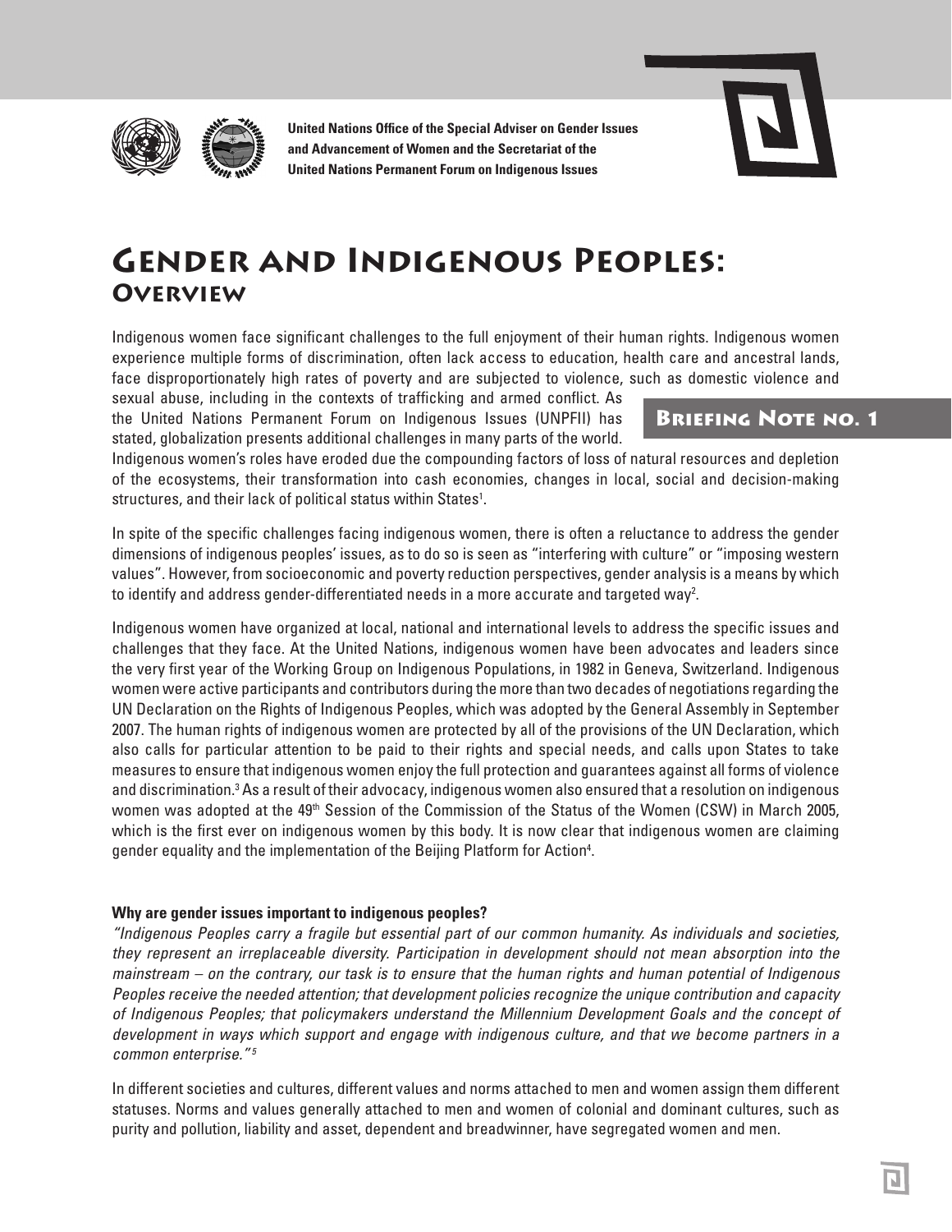United Nations Office of the Special Adviser on Gender Issues and Advancement of Women and the Secretariat of the United Nations Permanent Forum on Indigenous Issues

# Gender and Indigenous Peoples: Overview

**Briefing Note no. 1**

Indigenous women face significant challenges to the full enjoyment of their human rights. Indigenous women experience multiple forms of discrimination, often lack access to education, health care and ancestral lands, face disproportionately high rates of poverty and are subjected to violence, such as domestic violence and sexual abuse, including in the contexts of trafficking and armed conflict. As the United Nations Permanent Forum on Indigenous Issues (UNPFII) has stated, globalization presents additional challenges in many parts of the world. Indigenous women's roles have eroded due the compounding factors of loss of natural resources and depletion of the ecosystems, their transformation into cash economies, changes in local, social and decision-making structures, and their lack of political status within States[1].

In spite of the specific challenges facing indigenous women, there is often a reluctance to address the gender dimensions of indigenous peoples' issues, as to do so is seen as "interfering with culture" or "imposing western values". However, from socioeconomic and poverty reduction perspectives, gender analysis is a means by which to identify and address gender-differentiated needs in a more accurate and targeted way[2].

Indigenous women have organized at local, national and international levels to address the specific issues and challenges that they face. At the United Nations, indigenous women have been advocates and leaders since the very first year of the Working Group on Indigenous Populations, in 1982 in Geneva, Switzerland. Indigenous women were active participants and contributors during the more than two decades of negotiations regarding the UN Declaration on the Rights of Indigenous Peoples, which was adopted by the General Assembly in September 2007. The human rights of indigenous women are protected by all of the provisions of the UN Declaration, which also calls for particular attention to be paid to their rights and special needs, and calls upon States to take measures to ensure that indigenous women enjoy the full protection and guarantees against all forms of violence and discrimination.[3] As a result of their advocacy, indigenous women also ensured that a resolution on indigenous women was adopted at the 49th Session of the Commission of the Status of the Women (CSW) in March 2005, which is the first ever on indigenous women by this body. It is now clear that indigenous women are claiming gender equality and the implementation of the Beijing Platform for Action[4].

**Why are gender issues important to indigenous peoples?**

*"Indigenous Peoples carry a fragile but essential part of our common humanity. As individuals and societies, they represent an irreplaceable diversity. Participation in development should not mean absorption into the mainstream – on the contrary, our task is to ensure that the human rights and human potential of Indigenous Peoples receive the needed attention; that development policies recognize the unique contribution and capacity of Indigenous Peoples; that policymakers understand the Millennium Development Goals and the concept of development in ways which support and engage with indigenous culture, and that we become partners in a common enterprise."*[5]

In different societies and cultures, different values and norms attached to men and women assign them different statuses. Norms and values generally attached to men and women of colonial and dominant cultures, such as purity and pollution, liability and asset, dependent and breadwinner, have segregated women and men.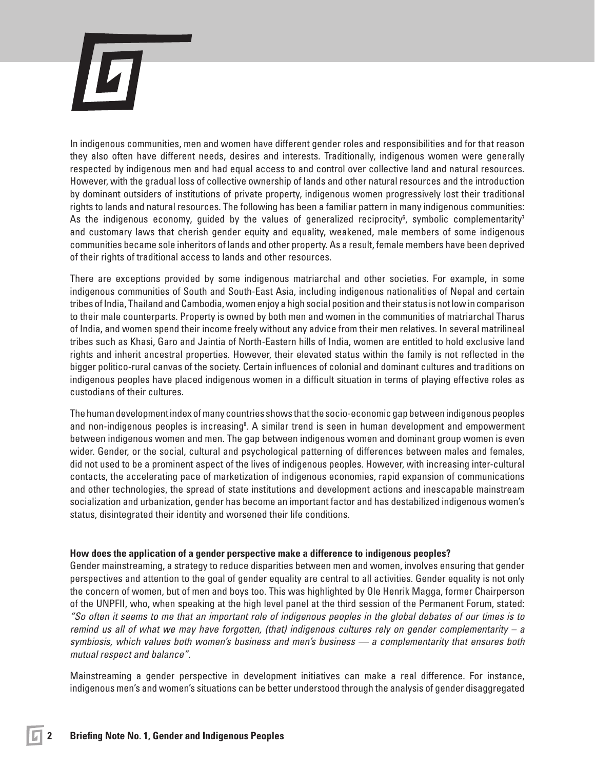In indigenous communities, men and women have different gender roles and responsibilities and for that reason they also often have different needs, desires and interests. Traditionally, indigenous women were generally respected by indigenous men and had equal access to and control over collective land and natural resources. However, with the gradual loss of collective ownership of lands and other natural resources and the introduction by dominant outsiders of institutions of private property, indigenous women progressively lost their traditional rights to lands and natural resources. The following has been a familiar pattern in many indigenous communities: As the indigenous economy, guided by the values of generalized reciprocity[6], symbolic complementarity[7] and customary laws that cherish gender equity and equality, weakened, male members of some indigenous communities became sole inheritors of lands and other property. As a result, female members have been deprived of their rights of traditional access to lands and other resources.

There are exceptions provided by some indigenous matriarchal and other societies. For example, in some indigenous communities of South and South-East Asia, including indigenous nationalities of Nepal and certain tribes of India, Thailand and Cambodia, women enjoy a high social position and their status is not low in comparison to their male counterparts. Property is owned by both men and women in the communities of matriarchal Tharus of India, and women spend their income freely without any advice from their men relatives. In several matrilineal tribes such as Khasi, Garo and Jaintia of North-Eastern hills of India, women are entitled to hold exclusive land rights and inherit ancestral properties. However, their elevated status within the family is not reflected in the bigger politico-rural canvas of the society. Certain influences of colonial and dominant cultures and traditions on indigenous peoples have placed indigenous women in a difficult situation in terms of playing effective roles as custodians of their cultures.

The human development index of many countries shows that the socio-economic gap between indigenous peoples and non-indigenous peoples is increasing[8]. A similar trend is seen in human development and empowerment between indigenous women and men. The gap between indigenous women and dominant group women is even wider. Gender, or the social, cultural and psychological patterning of differences between males and females, did not used to be a prominent aspect of the lives of indigenous peoples. However, with increasing inter-cultural contacts, the accelerating pace of marketization of indigenous economies, rapid expansion of communications and other technologies, the spread of state institutions and development actions and inescapable mainstream socialization and urbanization, gender has become an important factor and has destabilized indigenous women's status, disintegrated their identity and worsened their life conditions.

**How does the application of a gender perspective make a difference to indigenous peoples?**

Gender mainstreaming, a strategy to reduce disparities between men and women, involves ensuring that gender perspectives and attention to the goal of gender equality are central to all activities. Gender equality is not only the concern of women, but of men and boys too. This was highlighted by Ole Henrik Magga, former Chairperson of the UNPFII, who, when speaking at the high level panel at the third session of the Permanent Forum, stated: *"So often it seems to me that an important role of indigenous peoples in the global debates of our times is to remind us all of what we may have forgotten, (that) indigenous cultures rely on gender complementarity – a symbiosis, which values both women's business and men's business — a complementarity that ensures both mutual respect and balance".*

Mainstreaming a gender perspective in development initiatives can make a real difference. For instance, indigenous men's and women's situations can be better understood through the analysis of gender disaggregated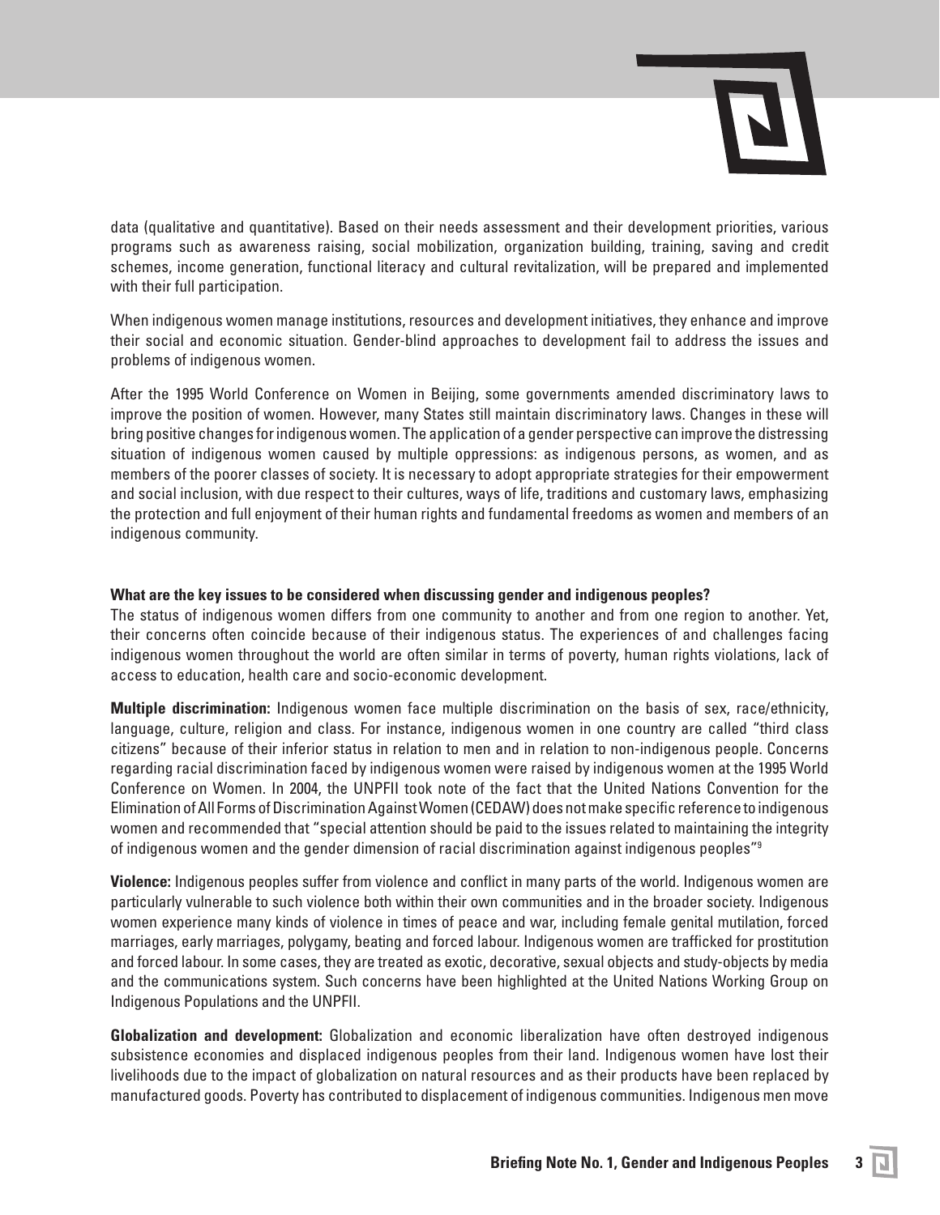data (qualitative and quantitative). Based on their needs assessment and their development priorities, various programs such as awareness raising, social mobilization, organization building, training, saving and credit schemes, income generation, functional literacy and cultural revitalization, will be prepared and implemented with their full participation.

When indigenous women manage institutions, resources and development initiatives, they enhance and improve their social and economic situation. Gender-blind approaches to development fail to address the issues and problems of indigenous women.

After the 1995 World Conference on Women in Beijing, some governments amended discriminatory laws to improve the position of women. However, many States still maintain discriminatory laws. Changes in these will bring positive changes for indigenous women. The application of a gender perspective can improve the distressing situation of indigenous women caused by multiple oppressions: as indigenous persons, as women, and as members of the poorer classes of society. It is necessary to adopt appropriate strategies for their empowerment and social inclusion, with due respect to their cultures, ways of life, traditions and customary laws, emphasizing the protection and full enjoyment of their human rights and fundamental freedoms as women and members of an indigenous community.

**What are the key issues to be considered when discussing gender and indigenous peoples?**

The status of indigenous women differs from one community to another and from one region to another. Yet, their concerns often coincide because of their indigenous status. The experiences of and challenges facing indigenous women throughout the world are often similar in terms of poverty, human rights violations, lack of access to education, health care and socio-economic development.

**Multiple discrimination:** Indigenous women face multiple discrimination on the basis of sex, race/ethnicity, language, culture, religion and class. For instance, indigenous women in one country are called "third class citizens" because of their inferior status in relation to men and in relation to non-indigenous people. Concerns regarding racial discrimination faced by indigenous women were raised by indigenous women at the 1995 World Conference on Women. In 2004, the UNPFII took note of the fact that the United Nations Convention for the Elimination of All Forms of Discrimination Against Women (CEDAW) does not make specific reference to indigenous women and recommended that "special attention should be paid to the issues related to maintaining the integrity of indigenous women and the gender dimension of racial discrimination against indigenous peoples"[9]

**Violence:** Indigenous peoples suffer from violence and conflict in many parts of the world. Indigenous women are particularly vulnerable to such violence both within their own communities and in the broader society. Indigenous women experience many kinds of violence in times of peace and war, including female genital mutilation, forced marriages, early marriages, polygamy, beating and forced labour. Indigenous women are trafficked for prostitution and forced labour. In some cases, they are treated as exotic, decorative, sexual objects and study-objects by media and the communications system. Such concerns have been highlighted at the United Nations Working Group on Indigenous Populations and the UNPFII.

**Globalization and development:** Globalization and economic liberalization have often destroyed indigenous subsistence economies and displaced indigenous peoples from their land. Indigenous women have lost their livelihoods due to the impact of globalization on natural resources and as their products have been replaced by manufactured goods. Poverty has contributed to displacement of indigenous communities. Indigenous men move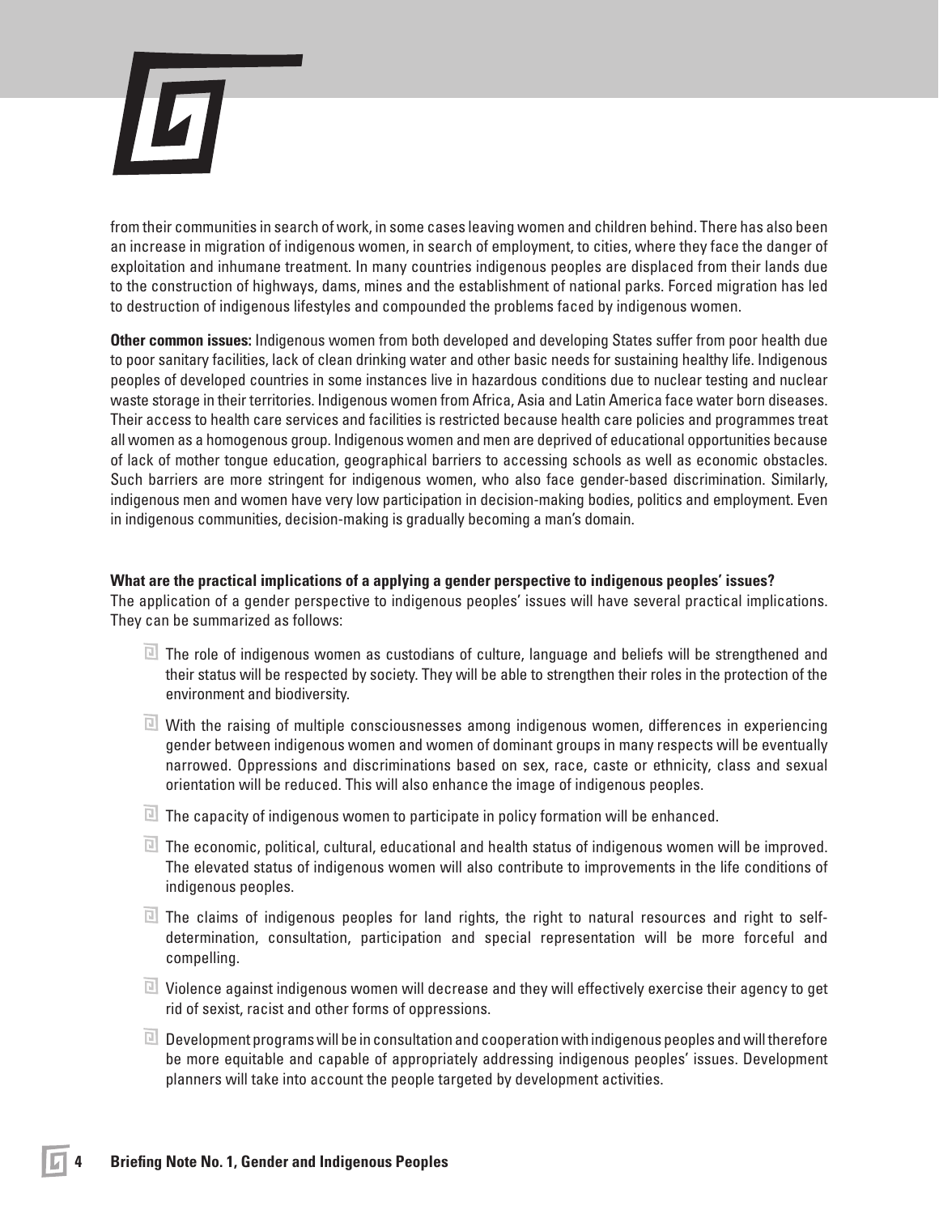from their communities in search of work, in some cases leaving women and children behind. There has also been an increase in migration of indigenous women, in search of employment, to cities, where they face the danger of exploitation and inhumane treatment. In many countries indigenous peoples are displaced from their lands due to the construction of highways, dams, mines and the establishment of national parks. Forced migration has led to destruction of indigenous lifestyles and compounded the problems faced by indigenous women.

**Other common issues:** Indigenous women from both developed and developing States suffer from poor health due to poor sanitary facilities, lack of clean drinking water and other basic needs for sustaining healthy life. Indigenous peoples of developed countries in some instances live in hazardous conditions due to nuclear testing and nuclear waste storage in their territories. Indigenous women from Africa, Asia and Latin America face water born diseases. Their access to health care services and facilities is restricted because health care policies and programmes treat all women as a homogenous group. Indigenous women and men are deprived of educational opportunities because of lack of mother tongue education, geographical barriers to accessing schools as well as economic obstacles. Such barriers are more stringent for indigenous women, who also face gender-based discrimination. Similarly, indigenous men and women have very low participation in decision-making bodies, politics and employment. Even in indigenous communities, decision-making is gradually becoming a man's domain.

**What are the practical implications of a applying a gender perspective to indigenous peoples' issues?**

The application of a gender perspective to indigenous peoples' issues will have several practical implications. They can be summarized as follows:

- The role of indigenous women as custodians of culture, language and beliefs will be strengthened and their status will be respected by society. They will be able to strengthen their roles in the protection of the environment and biodiversity.
- With the raising of multiple consciousnesses among indigenous women, differences in experiencing gender between indigenous women and women of dominant groups in many respects will be eventually narrowed. Oppressions and discriminations based on sex, race, caste or ethnicity, class and sexual orientation will be reduced. This will also enhance the image of indigenous peoples.
- The capacity of indigenous women to participate in policy formation will be enhanced.
- The economic, political, cultural, educational and health status of indigenous women will be improved. The elevated status of indigenous women will also contribute to improvements in the life conditions of indigenous peoples.
- The claims of indigenous peoples for land rights, the right to natural resources and right to self-determination, consultation, participation and special representation will be more forceful and compelling.
- Violence against indigenous women will decrease and they will effectively exercise their agency to get rid of sexist, racist and other forms of oppressions.
- Development programs will be in consultation and cooperation with indigenous peoples and will therefore be more equitable and capable of appropriately addressing indigenous peoples' issues. Development planners will take into account the people targeted by development activities.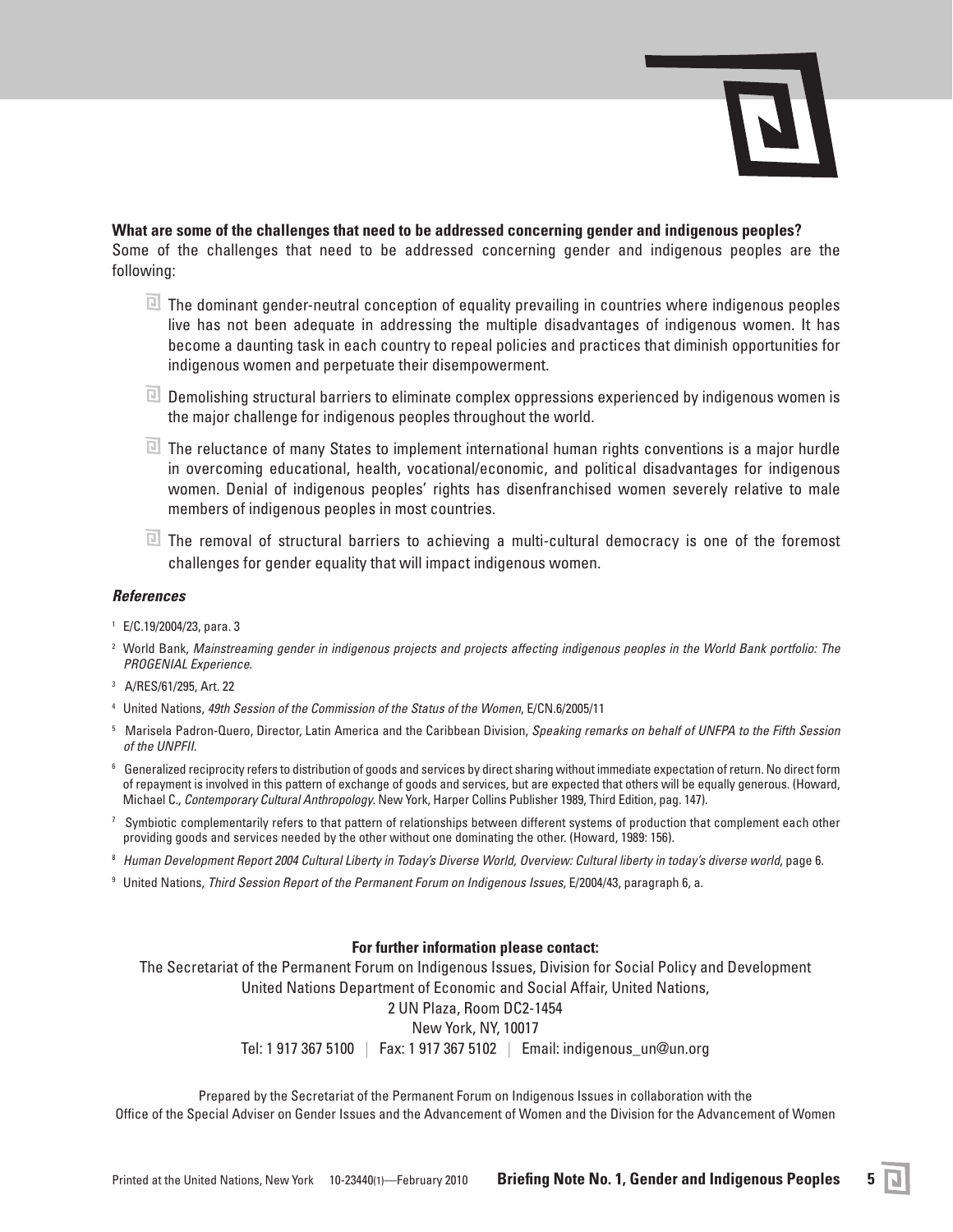**What are some of the challenges that need to be addressed concerning gender and indigenous peoples?**

Some of the challenges that need to be addressed concerning gender and indigenous peoples are the following:

- The dominant gender-neutral conception of equality prevailing in countries where indigenous peoples live has not been adequate in addressing the multiple disadvantages of indigenous women. It has become a daunting task in each country to repeal policies and practices that diminish opportunities for indigenous women and perpetuate their disempowerment.
- Demolishing structural barriers to eliminate complex oppressions experienced by indigenous women is the major challenge for indigenous peoples throughout the world.
- The reluctance of many States to implement international human rights conventions is a major hurdle in overcoming educational, health, vocational/economic, and political disadvantages for indigenous women. Denial of indigenous peoples' rights has disenfranchised women severely relative to male members of indigenous peoples in most countries.
- The removal of structural barriers to achieving a multi-cultural democracy is one of the foremost challenges for gender equality that will impact indigenous women.

***References***

[1] E/C.19/2004/23, para. 3

[2] World Bank, *Mainstreaming gender in indigenous projects and projects affecting indigenous peoples in the World Bank portfolio: The PROGENIAL Experience*.

[3] A/RES/61/295, Art. 22

[4] United Nations, *49th Session of the Commission of the Status of the Women*, E/CN.6/2005/11

[5] Marisela Padron-Quero, Director, Latin America and the Caribbean Division, *Speaking remarks on behalf of UNFPA to the Fifth Session of the UNPFII*.

[6] Generalized reciprocity refers to distribution of goods and services by direct sharing without immediate expectation of return. No direct form of repayment is involved in this pattern of exchange of goods and services, but are expected that others will be equally generous. (Howard, Michael C., *Contemporary Cultural Anthropology*. New York, Harper Collins Publisher 1989, Third Edition, pag. 147).

[7] Symbiotic complementarily refers to that pattern of relationships between different systems of production that complement each other providing goods and services needed by the other without one dominating the other. (Howard, 1989: 156).

[8] *Human Development Report 2004 Cultural Liberty in Today's Diverse World, Overview: Cultural liberty in today's diverse world*, page 6.

[9] United Nations, *Third Session Report of the Permanent Forum on Indigenous Issues*, E/2004/43, paragraph 6, a.

**For further information please contact:**

The Secretariat of the Permanent Forum on Indigenous Issues, Division for Social Policy and Development
United Nations Department of Economic and Social Affair, United Nations,
2 UN Plaza, Room DC2-1454
New York, NY, 10017
Tel: 1 917 367 5100 | Fax: 1 917 367 5102 | Email: indigenous_un@un.org

Prepared by the Secretariat of the Permanent Forum on Indigenous Issues in collaboration with the Office of the Special Adviser on Gender Issues and the Advancement of Women and the Division for the Advancement of Women

Printed at the United Nations, New York 10-23440(1)—February 2010